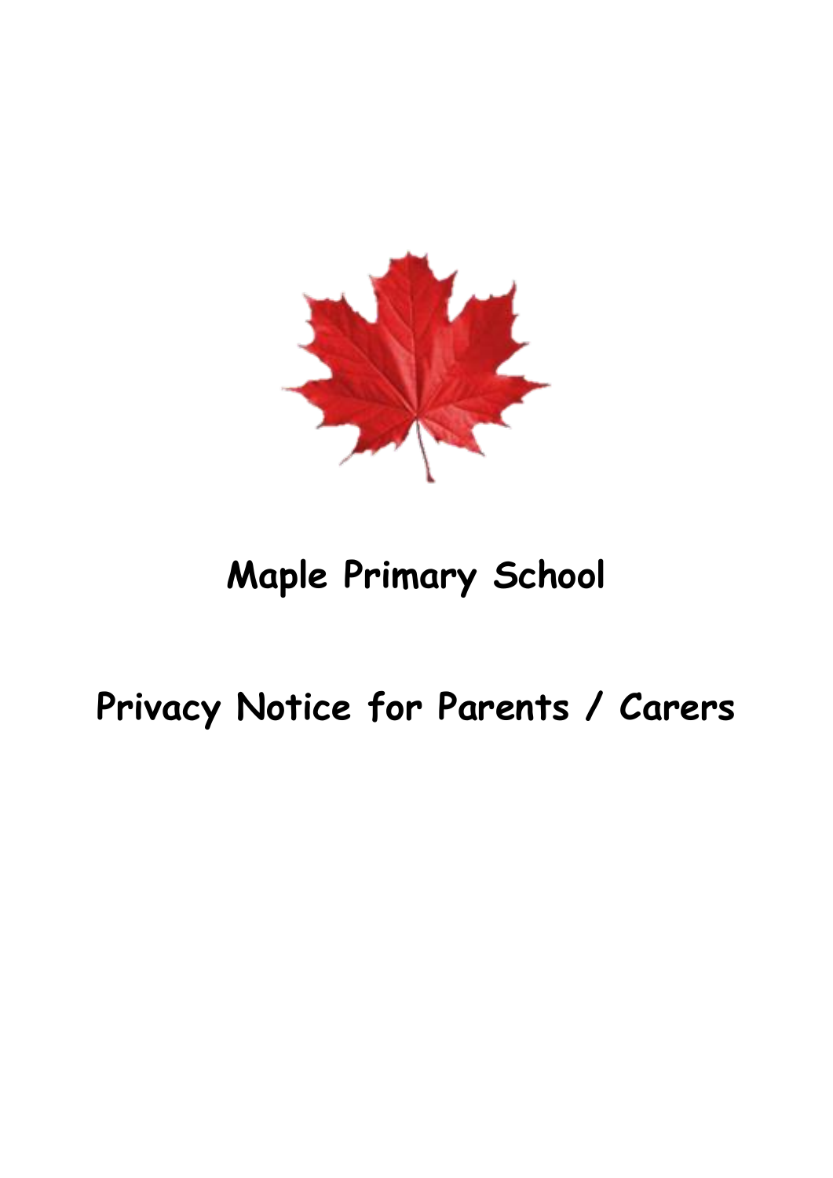# Maple Primary School

# Privacy Notice for Parents / Carers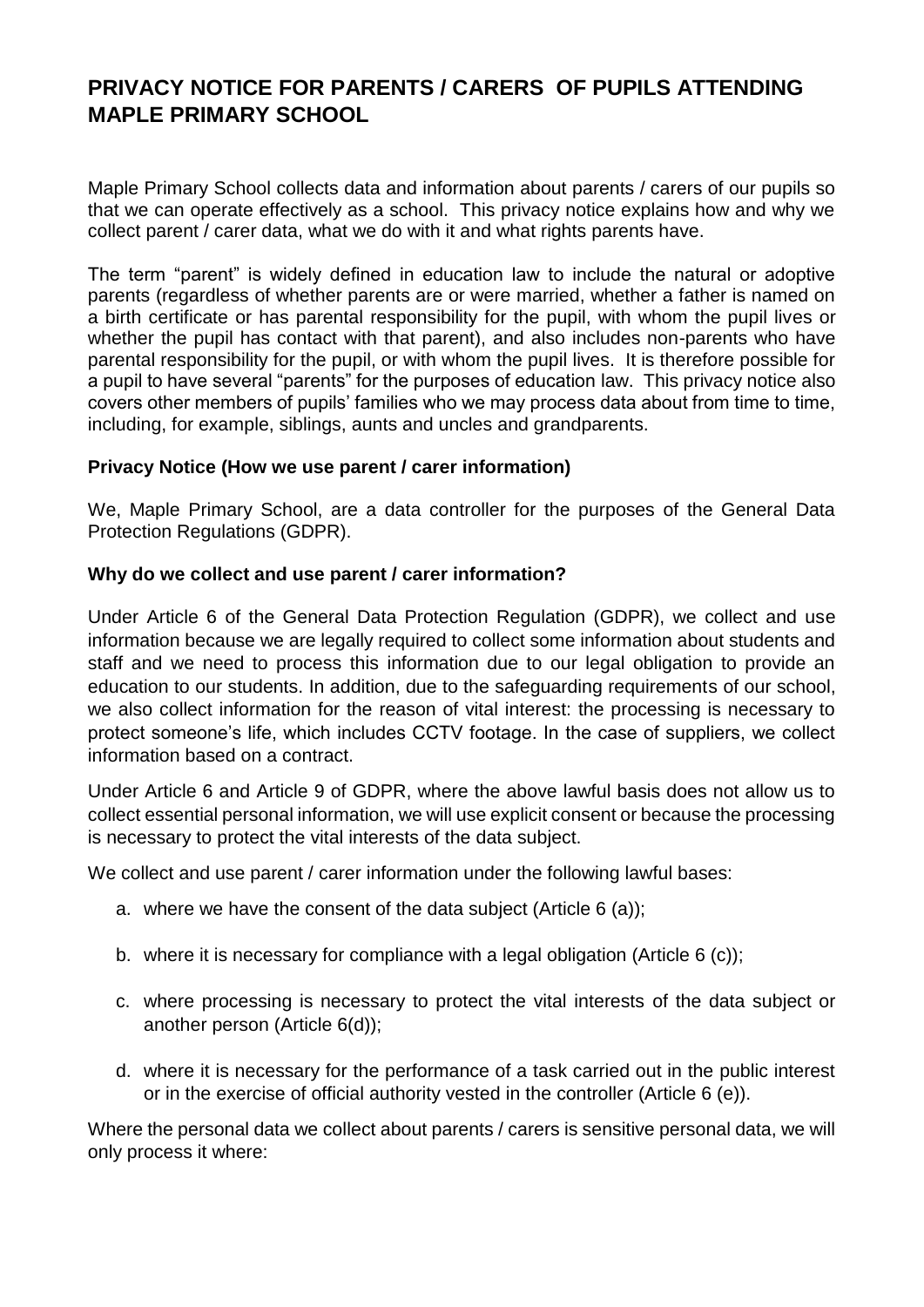# PRIVACY NOTICE FOR PARENTS / CARERS OF PUPILS ATTENDING MAPLE PRIMARY SCHOOL

Maple Primary School collects data and information about parents / carers of our pupils so that we can operate effectively as a school. This privacy notice explains how and why we collect parent / carer data, what we do with it and what rights parents have.

The term "parent" is widely defined in education law to include the natural or adoptive parents (regardless of whether parents are or were married, whether a father is named on a birth certificate or has parental responsibility for the pupil, with whom the pupil lives or whether the pupil has contact with that parent), and also includes non-parents who have parental responsibility for the pupil, or with whom the pupil lives. It is therefore possible for a pupil to have several "parents" for the purposes of education law. This privacy notice also covers other members of pupils' families who we may process data about from time to time, including, for example, siblings, aunts and uncles and grandparents.

**Privacy Notice (How we use parent / carer information)**

We, Maple Primary School, are a data controller for the purposes of the General Data Protection Regulations (GDPR).

**Why do we collect and use parent / carer information?**

Under Article 6 of the General Data Protection Regulation (GDPR), we collect and use information because we are legally required to collect some information about students and staff and we need to process this information due to our legal obligation to provide an education to our students. In addition, due to the safeguarding requirements of our school, we also collect information for the reason of vital interest: the processing is necessary to protect someone's life, which includes CCTV footage. In the case of suppliers, we collect information based on a contract.

Under Article 6 and Article 9 of GDPR, where the above lawful basis does not allow us to collect essential personal information, we will use explicit consent or because the processing is necessary to protect the vital interests of the data subject.

We collect and use parent / carer information under the following lawful bases:

a. where we have the consent of the data subject (Article 6 (a));

b. where it is necessary for compliance with a legal obligation (Article 6 (c));

c. where processing is necessary to protect the vital interests of the data subject or another person (Article 6(d));

d. where it is necessary for the performance of a task carried out in the public interest or in the exercise of official authority vested in the controller (Article 6 (e)).

Where the personal data we collect about parents / carers is sensitive personal data, we will only process it where: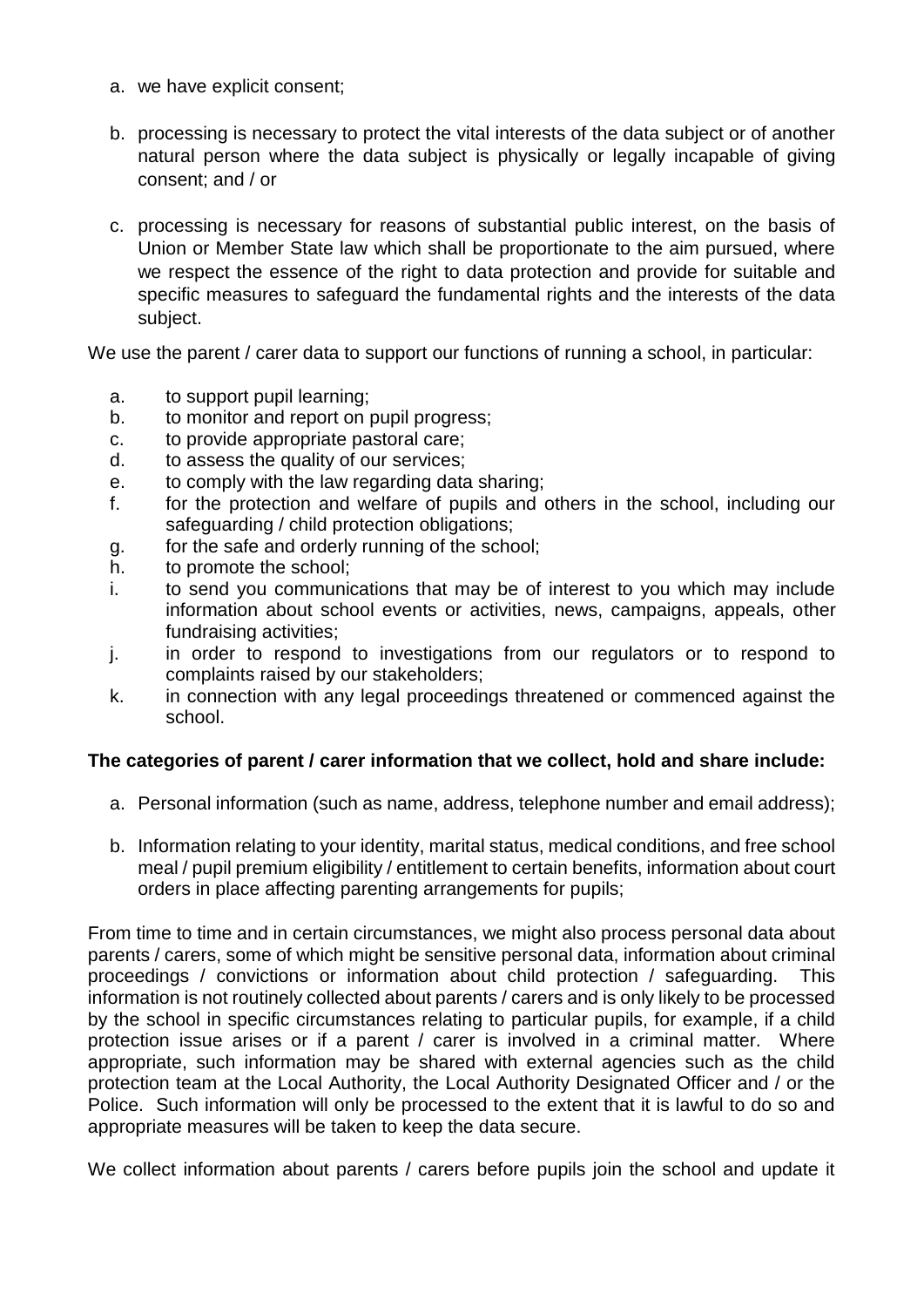a. we have explicit consent;

b. processing is necessary to protect the vital interests of the data subject or of another natural person where the data subject is physically or legally incapable of giving consent; and / or

c. processing is necessary for reasons of substantial public interest, on the basis of Union or Member State law which shall be proportionate to the aim pursued, where we respect the essence of the right to data protection and provide for suitable and specific measures to safeguard the fundamental rights and the interests of the data subject.

We use the parent / carer data to support our functions of running a school, in particular:

a. to support pupil learning;
b. to monitor and report on pupil progress;
c. to provide appropriate pastoral care;
d. to assess the quality of our services;
e. to comply with the law regarding data sharing;
f. for the protection and welfare of pupils and others in the school, including our safeguarding / child protection obligations;
g. for the safe and orderly running of the school;
h. to promote the school;
i. to send you communications that may be of interest to you which may include information about school events or activities, news, campaigns, appeals, other fundraising activities;
j. in order to respond to investigations from our regulators or to respond to complaints raised by our stakeholders;
k. in connection with any legal proceedings threatened or commenced against the school.

**The categories of parent / carer information that we collect, hold and share include:**

a. Personal information (such as name, address, telephone number and email address);

b. Information relating to your identity, marital status, medical conditions, and free school meal / pupil premium eligibility / entitlement to certain benefits, information about court orders in place affecting parenting arrangements for pupils;

From time to time and in certain circumstances, we might also process personal data about parents / carers, some of which might be sensitive personal data, information about criminal proceedings / convictions or information about child protection / safeguarding. This information is not routinely collected about parents / carers and is only likely to be processed by the school in specific circumstances relating to particular pupils, for example, if a child protection issue arises or if a parent / carer is involved in a criminal matter. Where appropriate, such information may be shared with external agencies such as the child protection team at the Local Authority, the Local Authority Designated Officer and / or the Police. Such information will only be processed to the extent that it is lawful to do so and appropriate measures will be taken to keep the data secure.

We collect information about parents / carers before pupils join the school and update it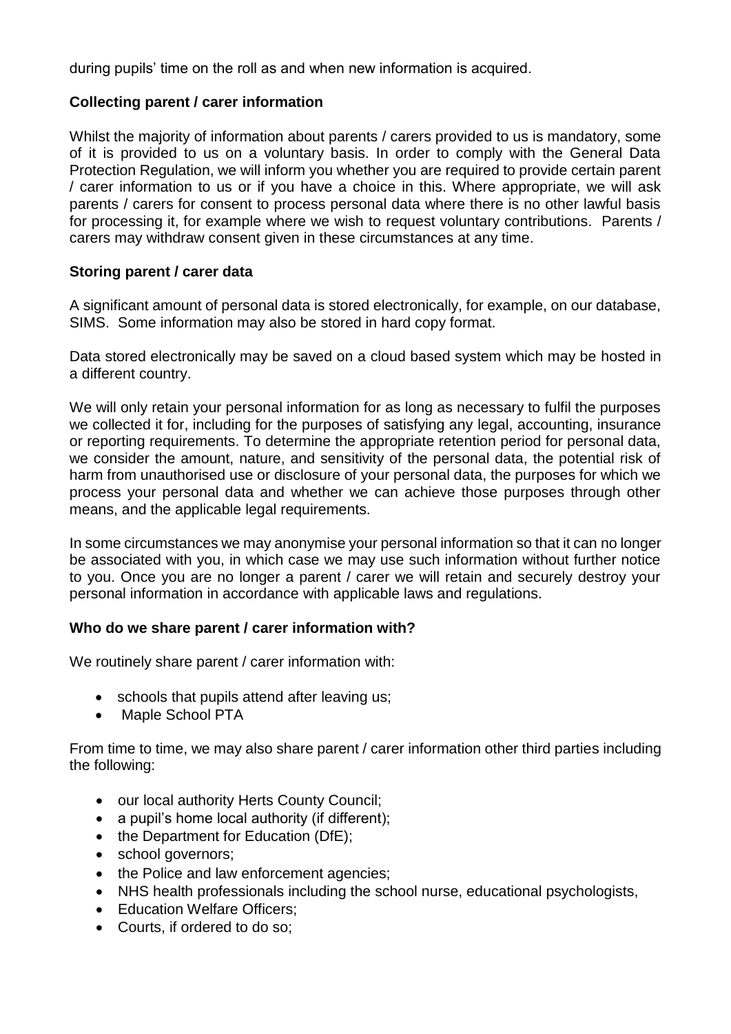during pupils' time on the roll as and when new information is acquired.

**Collecting parent / carer information**

Whilst the majority of information about parents / carers provided to us is mandatory, some of it is provided to us on a voluntary basis. In order to comply with the General Data Protection Regulation, we will inform you whether you are required to provide certain parent / carer information to us or if you have a choice in this. Where appropriate, we will ask parents / carers for consent to process personal data where there is no other lawful basis for processing it, for example where we wish to request voluntary contributions. Parents / carers may withdraw consent given in these circumstances at any time.

**Storing parent / carer data**

A significant amount of personal data is stored electronically, for example, on our database, SIMS. Some information may also be stored in hard copy format.

Data stored electronically may be saved on a cloud based system which may be hosted in a different country.

We will only retain your personal information for as long as necessary to fulfil the purposes we collected it for, including for the purposes of satisfying any legal, accounting, insurance or reporting requirements. To determine the appropriate retention period for personal data, we consider the amount, nature, and sensitivity of the personal data, the potential risk of harm from unauthorised use or disclosure of your personal data, the purposes for which we process your personal data and whether we can achieve those purposes through other means, and the applicable legal requirements.

In some circumstances we may anonymise your personal information so that it can no longer be associated with you, in which case we may use such information without further notice to you. Once you are no longer a parent / carer we will retain and securely destroy your personal information in accordance with applicable laws and regulations.

**Who do we share parent / carer information with?**

We routinely share parent / carer information with:

- schools that pupils attend after leaving us;
- Maple School PTA

From time to time, we may also share parent / carer information other third parties including the following:

- our local authority Herts County Council;
- a pupil's home local authority (if different);
- the Department for Education (DfE);
- school governors;
- the Police and law enforcement agencies;
- NHS health professionals including the school nurse, educational psychologists,
- Education Welfare Officers;
- Courts, if ordered to do so;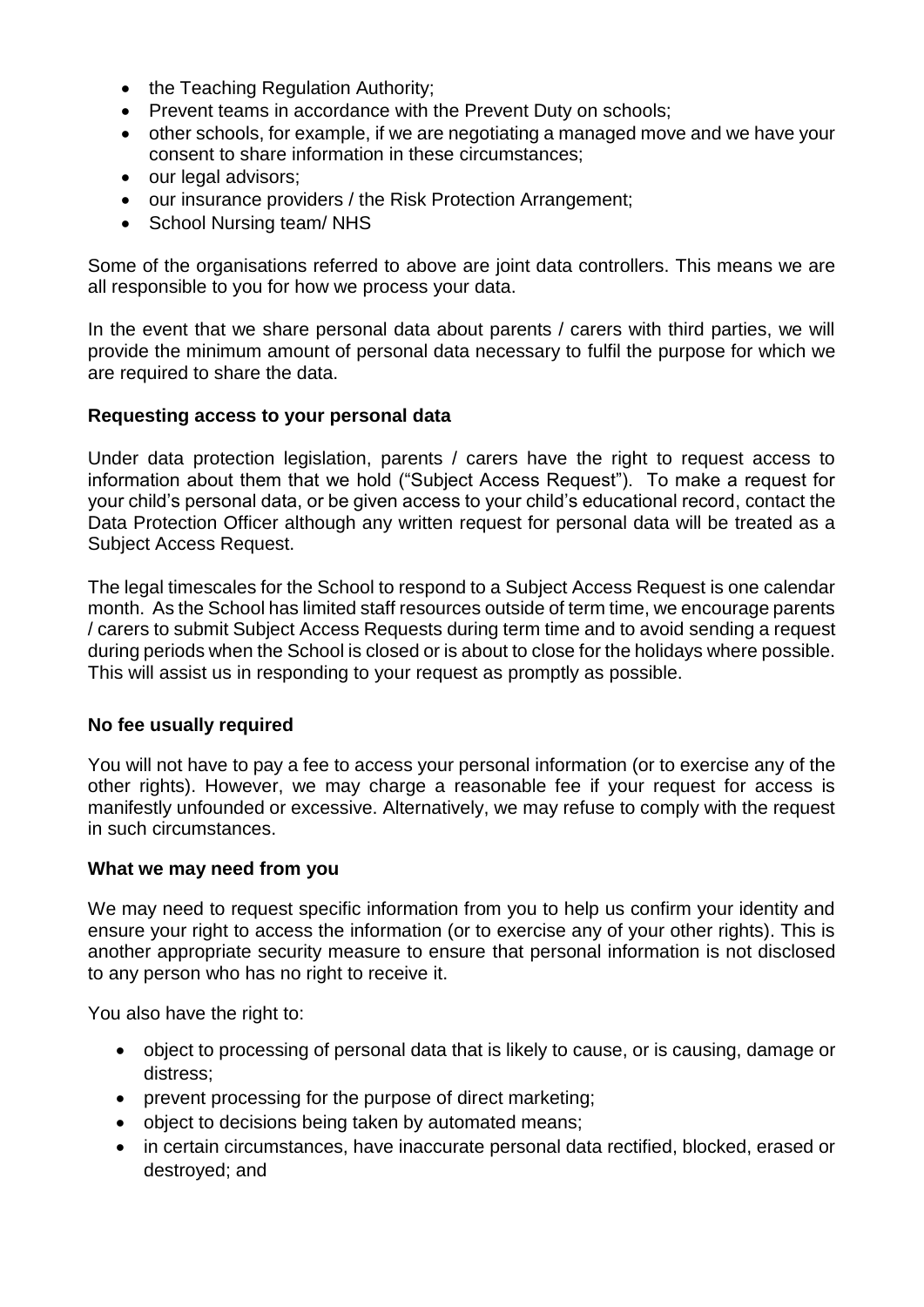- the Teaching Regulation Authority;
- Prevent teams in accordance with the Prevent Duty on schools;
- other schools, for example, if we are negotiating a managed move and we have your consent to share information in these circumstances;
- our legal advisors;
- our insurance providers / the Risk Protection Arrangement;
- School Nursing team/ NHS

Some of the organisations referred to above are joint data controllers. This means we are all responsible to you for how we process your data.

In the event that we share personal data about parents / carers with third parties, we will provide the minimum amount of personal data necessary to fulfil the purpose for which we are required to share the data.

**Requesting access to your personal data**

Under data protection legislation, parents / carers have the right to request access to information about them that we hold ("Subject Access Request"). To make a request for your child's personal data, or be given access to your child's educational record, contact the Data Protection Officer although any written request for personal data will be treated as a Subject Access Request.

The legal timescales for the School to respond to a Subject Access Request is one calendar month. As the School has limited staff resources outside of term time, we encourage parents / carers to submit Subject Access Requests during term time and to avoid sending a request during periods when the School is closed or is about to close for the holidays where possible. This will assist us in responding to your request as promptly as possible.

**No fee usually required**

You will not have to pay a fee to access your personal information (or to exercise any of the other rights). However, we may charge a reasonable fee if your request for access is manifestly unfounded or excessive. Alternatively, we may refuse to comply with the request in such circumstances.

**What we may need from you**

We may need to request specific information from you to help us confirm your identity and ensure your right to access the information (or to exercise any of your other rights). This is another appropriate security measure to ensure that personal information is not disclosed to any person who has no right to receive it.

You also have the right to:

- object to processing of personal data that is likely to cause, or is causing, damage or distress;
- prevent processing for the purpose of direct marketing;
- object to decisions being taken by automated means;
- in certain circumstances, have inaccurate personal data rectified, blocked, erased or destroyed; and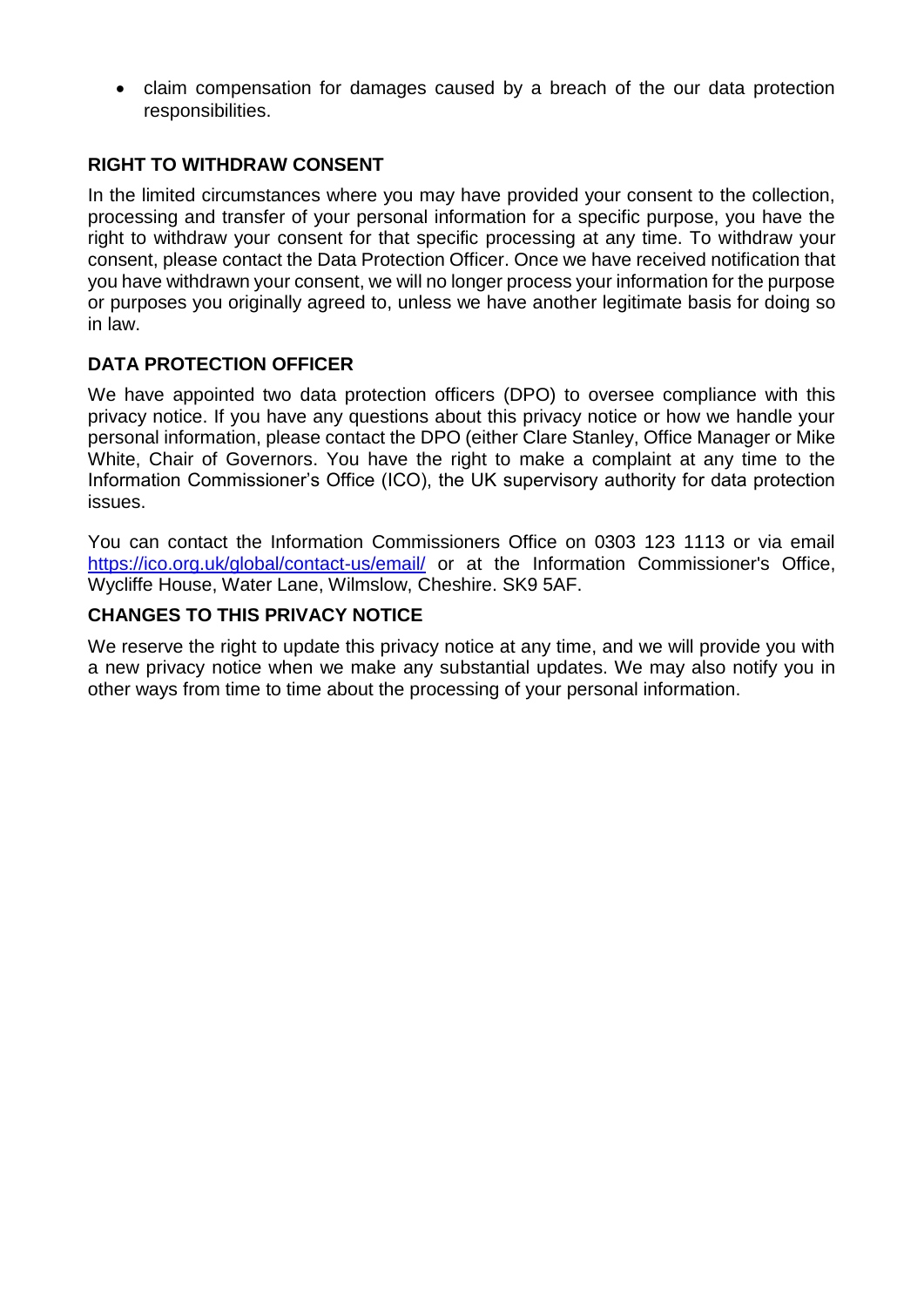- claim compensation for damages caused by a breach of the our data protection responsibilities.

**RIGHT TO WITHDRAW CONSENT**

In the limited circumstances where you may have provided your consent to the collection, processing and transfer of your personal information for a specific purpose, you have the right to withdraw your consent for that specific processing at any time. To withdraw your consent, please contact the Data Protection Officer. Once we have received notification that you have withdrawn your consent, we will no longer process your information for the purpose or purposes you originally agreed to, unless we have another legitimate basis for doing so in law.

**DATA PROTECTION OFFICER**

We have appointed two data protection officers (DPO) to oversee compliance with this privacy notice. If you have any questions about this privacy notice or how we handle your personal information, please contact the DPO (either Clare Stanley, Office Manager or Mike White, Chair of Governors. You have the right to make a complaint at any time to the Information Commissioner's Office (ICO), the UK supervisory authority for data protection issues.

You can contact the Information Commissioners Office on 0303 123 1113 or via email https://ico.org.uk/global/contact-us/email/ or at the Information Commissioner's Office, Wycliffe House, Water Lane, Wilmslow, Cheshire. SK9 5AF.

**CHANGES TO THIS PRIVACY NOTICE**

We reserve the right to update this privacy notice at any time, and we will provide you with a new privacy notice when we make any substantial updates. We may also notify you in other ways from time to time about the processing of your personal information.